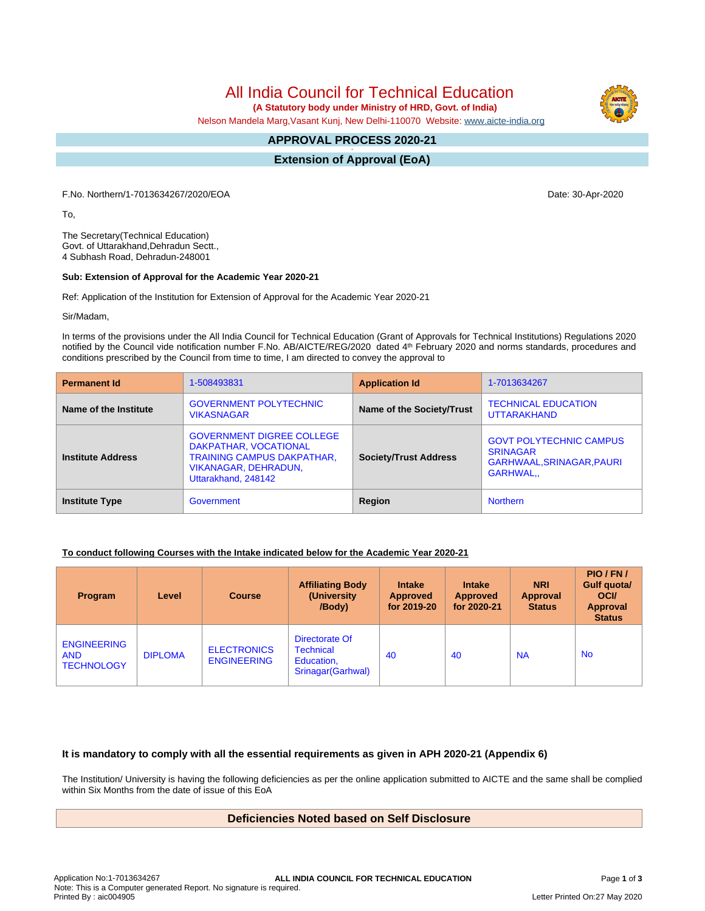# All India Council for Technical Education

**(A Statutory body under Ministry of HRD, Govt. of India)**

Nelson Mandela Marg,Vasant Kunj, New Delhi-110070 Website: www.aicte-india.org

## APPROVAL PROCESS 2020-21

## Extension of Approval (EoA)

F.No. Northern/1-7013634267/2020/EOA Date: 30-Apr-2020

To,

The Secretary(Technical Education)
Govt. of Uttarakhand,Dehradun Sectt.,
4 Subhash Road, Dehradun-248001

**Sub: Extension of Approval for the Academic Year 2020-21**

Ref: Application of the Institution for Extension of Approval for the Academic Year 2020-21

Sir/Madam,

In terms of the provisions under the All India Council for Technical Education (Grant of Approvals for Technical Institutions) Regulations 2020 notified by the Council vide notification number F.No. AB/AICTE/REG/2020 dated 4th February 2020 and norms standards, procedures and conditions prescribed by the Council from time to time, I am directed to convey the approval to

| **Permanent Id** | 1-508493831 | **Application Id** | 1-7013634267 |
|---|---|---|---|
| **Name of the Institute** | GOVERNMENT POLYTECHNIC VIKASNAGAR | **Name of the Society/Trust** | TECHNICAL EDUCATION UTTARAKHAND |
| **Institute Address** | GOVERNMENT DIGREE COLLEGE DAKPATHAR, VOCATIONAL TRAINING CAMPUS DAKPATHAR, VIKANAGAR, DEHRADUN, Uttrakhand, 248142 | **Society/Trust Address** | GOVT POLYTECHNIC CAMPUS SRINAGAR GARHWAAL,SRINAGAR,PAURI GARHWAL,, |
| **Institute Type** | Government | **Region** | Northern |

**To conduct following Courses with the Intake indicated below for the Academic Year 2020-21**

| Program | Level | Course | Affiliating Body (University /Body) | Intake Approved for 2019-20 | Intake Approved for 2020-21 | NRI Approval Status | PIO / FN / Gulf quota/ OCI/ Approval Status |
|---|---|---|---|---|---|---|---|
| ENGINEERING AND TECHNOLOGY | DIPLOMA | ELECTRONICS ENGINEERING | Directorate Of Technical Education, Srinagar(Garhwal) | 40 | 40 | NA | No |

### It is mandatory to comply with all the essential requirements as given in APH 2020-21 (Appendix 6)

The Institution/ University is having the following deficiencies as per the online application submitted to AICTE and the same shall be complied within Six Months from the date of issue of this EoA

## Deficiencies Noted based on Self Disclosure

Application No:1-7013634267
Note: This is a Computer generated Report. No signature is required.
Printed By : aic004905
Letter Printed On:27 May 2020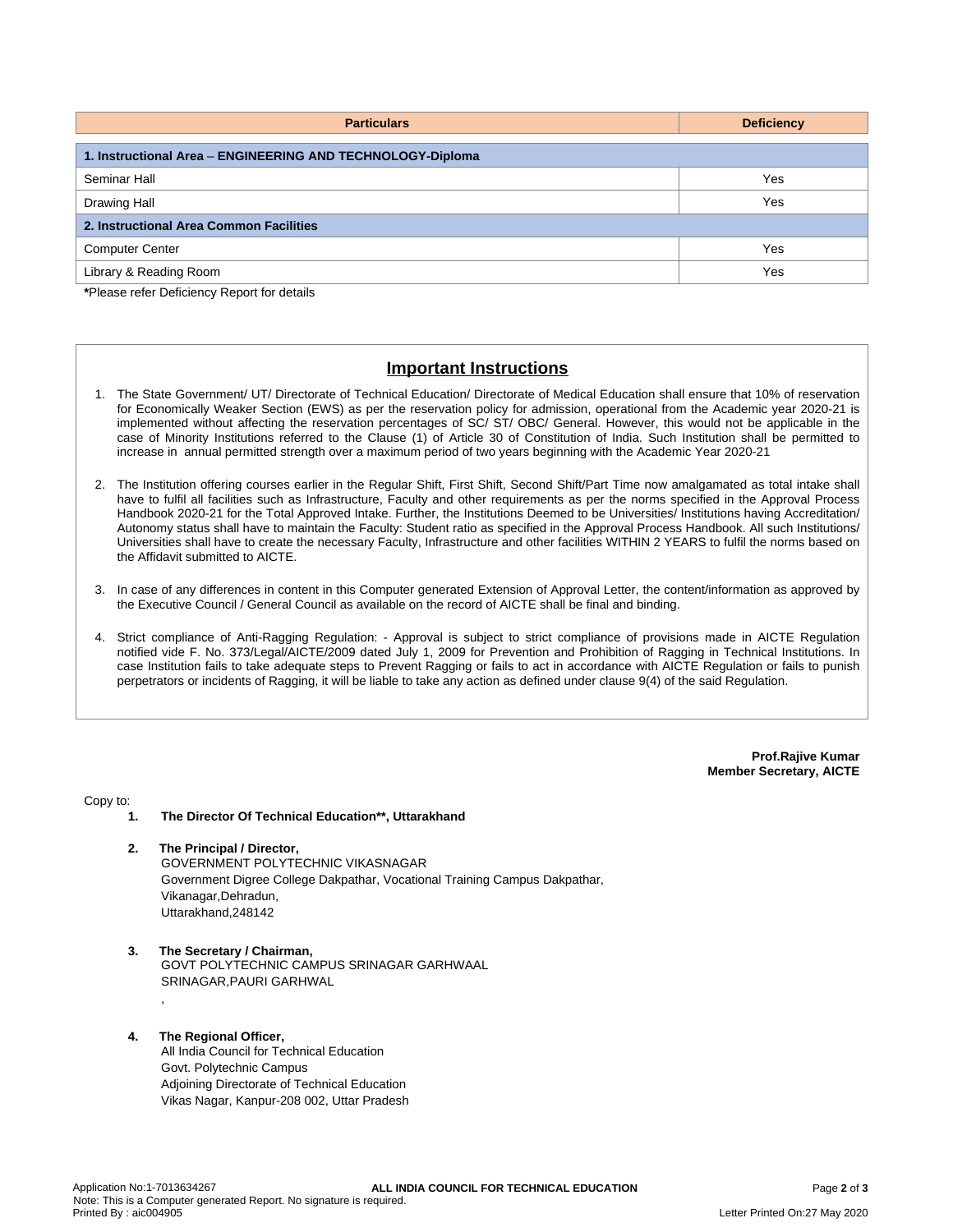| Particulars | Deficiency |
| --- | --- |
| **1. Instructional Area – ENGINEERING AND TECHNOLOGY-Diploma** | |
| Seminar Hall | Yes |
| Drawing Hall | Yes |
| **2. Instructional Area Common Facilities** | |
| Computer Center | Yes |
| Library & Reading Room | Yes |

**\***Please refer Deficiency Report for details

## Important Instructions

1. The State Government/ UT/ Directorate of Technical Education/ Directorate of Medical Education shall ensure that 10% of reservation for Economically Weaker Section (EWS) as per the reservation policy for admission, operational from the Academic year 2020-21 is implemented without affecting the reservation percentages of SC/ ST/ OBC/ General. However, this would not be applicable in the case of Minority Institutions referred to the Clause (1) of Article 30 of Constitution of India. Such Institution shall be permitted to increase in annual permitted strength over a maximum period of two years beginning with the Academic Year 2020-21

2. The Institution offering courses earlier in the Regular Shift, First Shift, Second Shift/Part Time now amalgamated as total intake shall have to fulfil all facilities such as Infrastructure, Faculty and other requirements as per the norms specified in the Approval Process Handbook 2020-21 for the Total Approved Intake. Further, the Institutions Deemed to be Universities/ Institutions having Accreditation/ Autonomy status shall have to maintain the Faculty: Student ratio as specified in the Approval Process Handbook. All such Institutions/ Universities shall have to create the necessary Faculty, Infrastructure and other facilities WITHIN 2 YEARS to fulfil the norms based on the Affidavit submitted to AICTE.

3. In case of any differences in content in this Computer generated Extension of Approval Letter, the content/information as approved by the Executive Council / General Council as available on the record of AICTE shall be final and binding.

4. Strict compliance of Anti-Ragging Regulation: - Approval is subject to strict compliance of provisions made in AICTE Regulation notified vide F. No. 373/Legal/AICTE/2009 dated July 1, 2009 for Prevention and Prohibition of Ragging in Technical Institutions. In case Institution fails to take adequate steps to Prevent Ragging or fails to act in accordance with AICTE Regulation or fails to punish perpetrators or incidents of Ragging, it will be liable to take any action as defined under clause 9(4) of the said Regulation.

**Prof.Rajive Kumar**
**Member Secretary, AICTE**

Copy to:

1. **The Director Of Technical Education\*\*, Uttarakhand**

2. **The Principal / Director,**
   GOVERNMENT POLYTECHNIC VIKASNAGAR
   Government Digree College Dakpathar, Vocational Training Campus Dakpathar,
   Vikanagar,Dehradun,
   Uttarakhand,248142

3. **The Secretary / Chairman,**
   GOVT POLYTECHNIC CAMPUS SRINAGAR GARHWAAL
   SRINAGAR,PAURI GARHWAL
   ,

4. **The Regional Officer,**
   All India Council for Technical Education
   Govt. Polytechnic Campus
   Adjoining Directorate of Technical Education
   Vikas Nagar, Kanpur-208 002, Uttar Pradesh

Application No:1-7013634267
Note: This is a Computer generated Report. No signature is required.
Printed By : aic004905
Letter Printed On:27 May 2020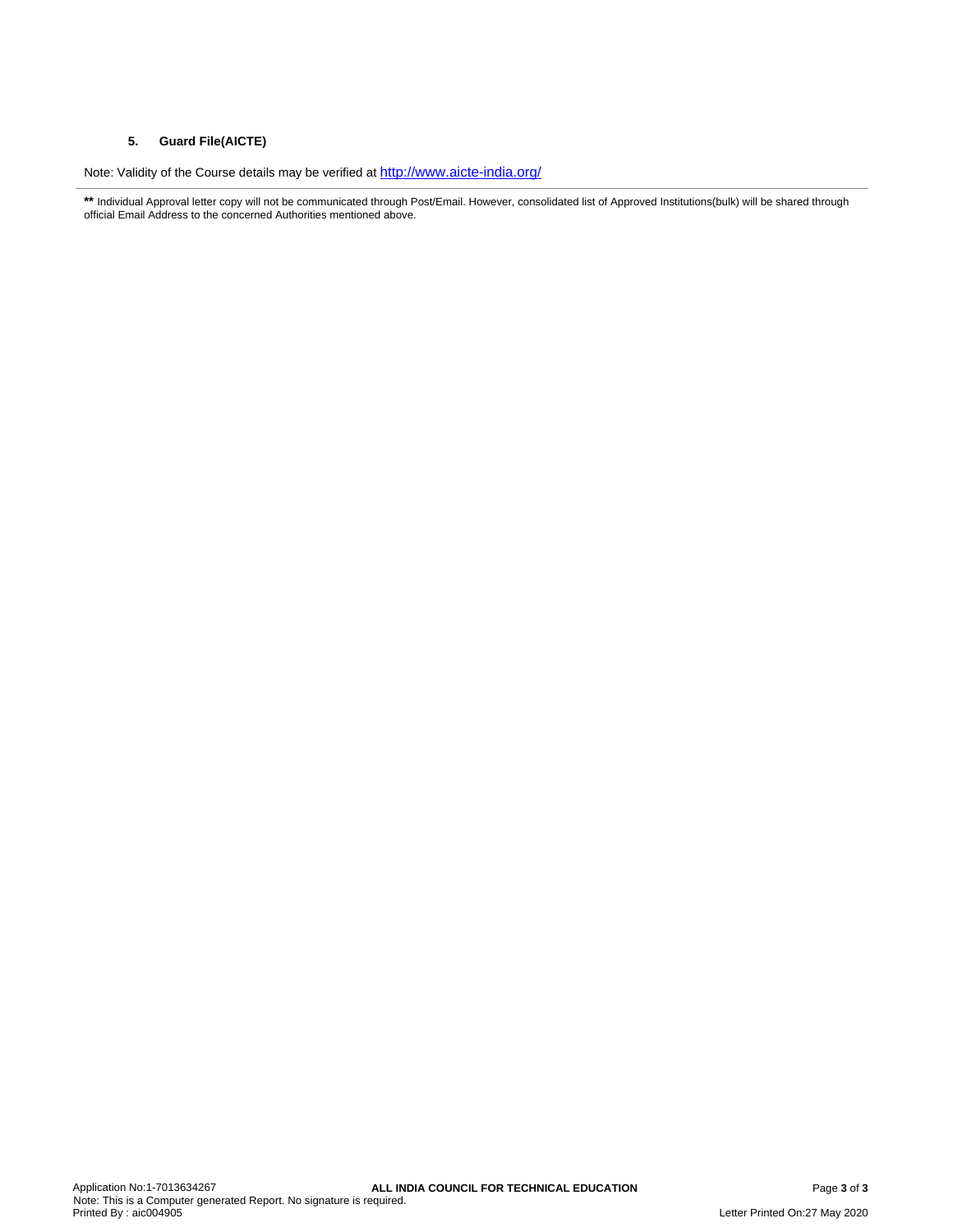5. **Guard File(AICTE)**

Note: Validity of the Course details may be verified at http://www.aicte-india.org/

---

**\*\*** Individual Approval letter copy will not be communicated through Post/Email. However, consolidated list of Approved Institutions(bulk) will be shared through official Email Address to the concerned Authorities mentioned above.